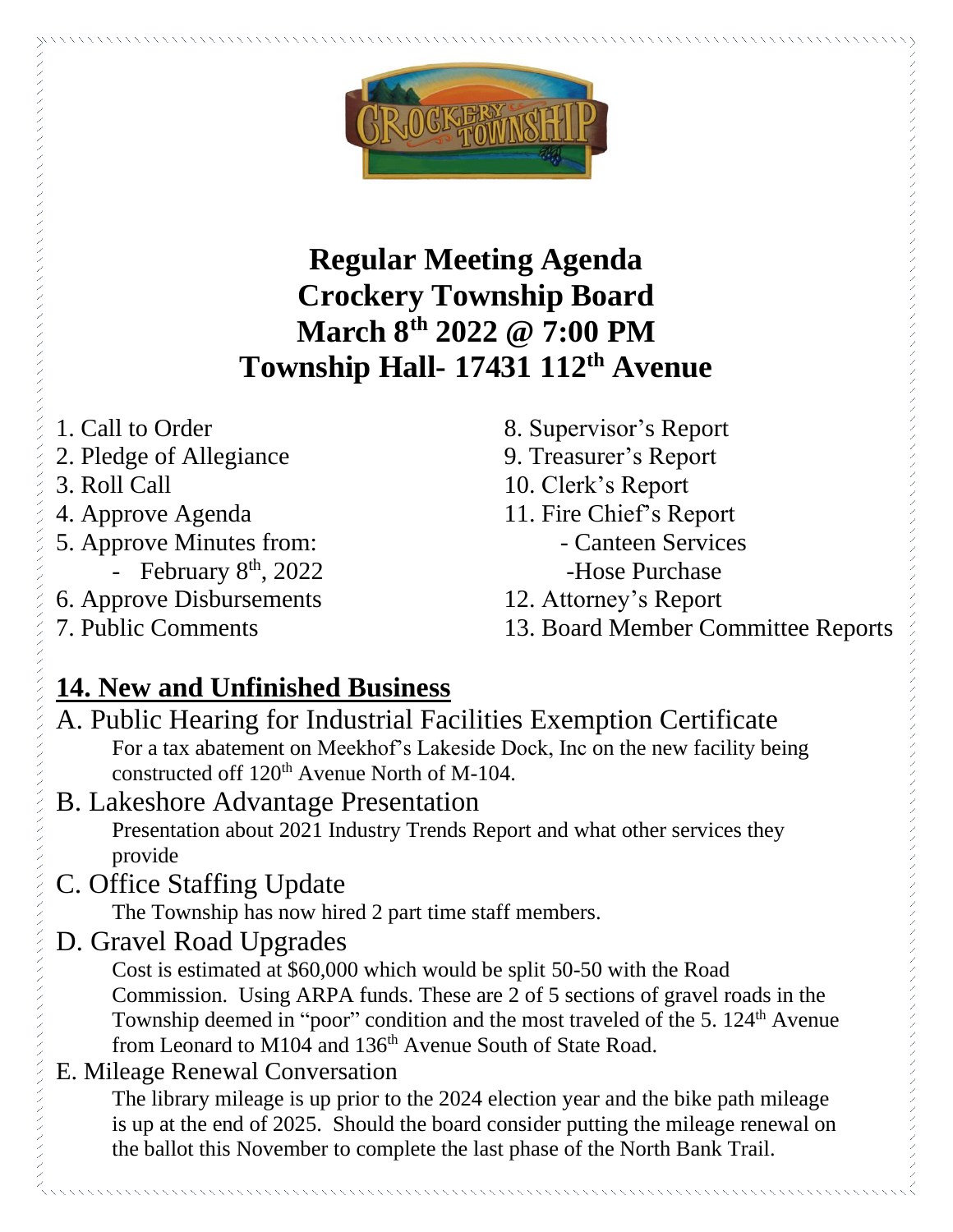# Regular Meeting Agenda
# Crockery Township Board
# March 8th 2022 @ 7:00 PM
# Township Hall- 17431 112th Avenue

1. Call to Order
2. Pledge of Allegiance
3. Roll Call
4. Approve Agenda
5. Approve Minutes from:
   - February 8th, 2022
6. Approve Disbursements
7. Public Comments
8. Supervisor's Report
9. Treasurer's Report
10. Clerk's Report
11. Fire Chief's Report
    - Canteen Services
    - Hose Purchase
12. Attorney's Report
13. Board Member Committee Reports

## 14. New and Unfinished Business

A. Public Hearing for Industrial Facilities Exemption Certificate

For a tax abatement on Meekhof's Lakeside Dock, Inc on the new facility being constructed off 120th Avenue North of M-104.

B. Lakeshore Advantage Presentation

Presentation about 2021 Industry Trends Report and what other services they provide

C. Office Staffing Update

The Township has now hired 2 part time staff members.

D. Gravel Road Upgrades

Cost is estimated at $60,000 which would be split 50-50 with the Road Commission. Using ARPA funds. These are 2 of 5 sections of gravel roads in the Township deemed in "poor" condition and the most traveled of the 5. 124th Avenue from Leonard to M104 and 136th Avenue South of State Road.

E. Mileage Renewal Conversation

The library mileage is up prior to the 2024 election year and the bike path mileage is up at the end of 2025. Should the board consider putting the mileage renewal on the ballot this November to complete the last phase of the North Bank Trail.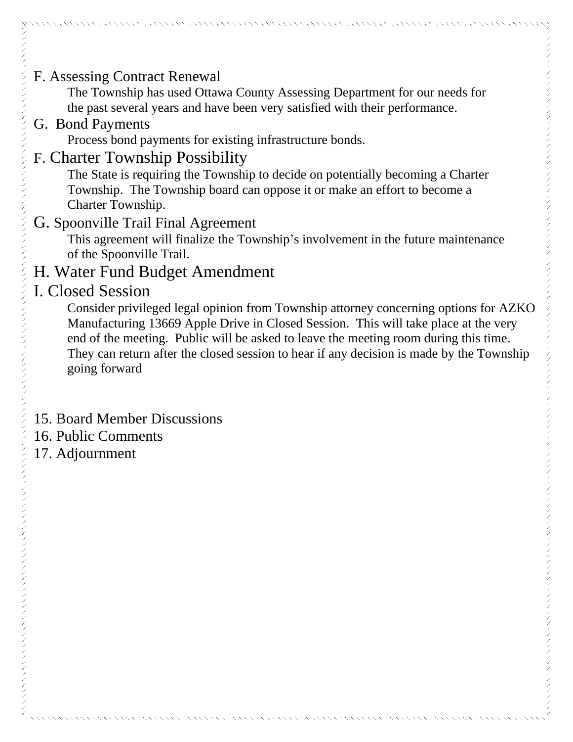F. Assessing Contract Renewal

The Township has used Ottawa County Assessing Department for our needs for the past several years and have been very satisfied with their performance.

G. Bond Payments

Process bond payments for existing infrastructure bonds.

F. Charter Township Possibility

The State is requiring the Township to decide on potentially becoming a Charter Township. The Township board can oppose it or make an effort to become a Charter Township.

G. Spoonville Trail Final Agreement

This agreement will finalize the Township's involvement in the future maintenance of the Spoonville Trail.

H. Water Fund Budget Amendment

I. Closed Session

Consider privileged legal opinion from Township attorney concerning options for AZKO Manufacturing 13669 Apple Drive in Closed Session. This will take place at the very end of the meeting. Public will be asked to leave the meeting room during this time. They can return after the closed session to hear if any decision is made by the Township going forward

15. Board Member Discussions
16. Public Comments
17. Adjournment